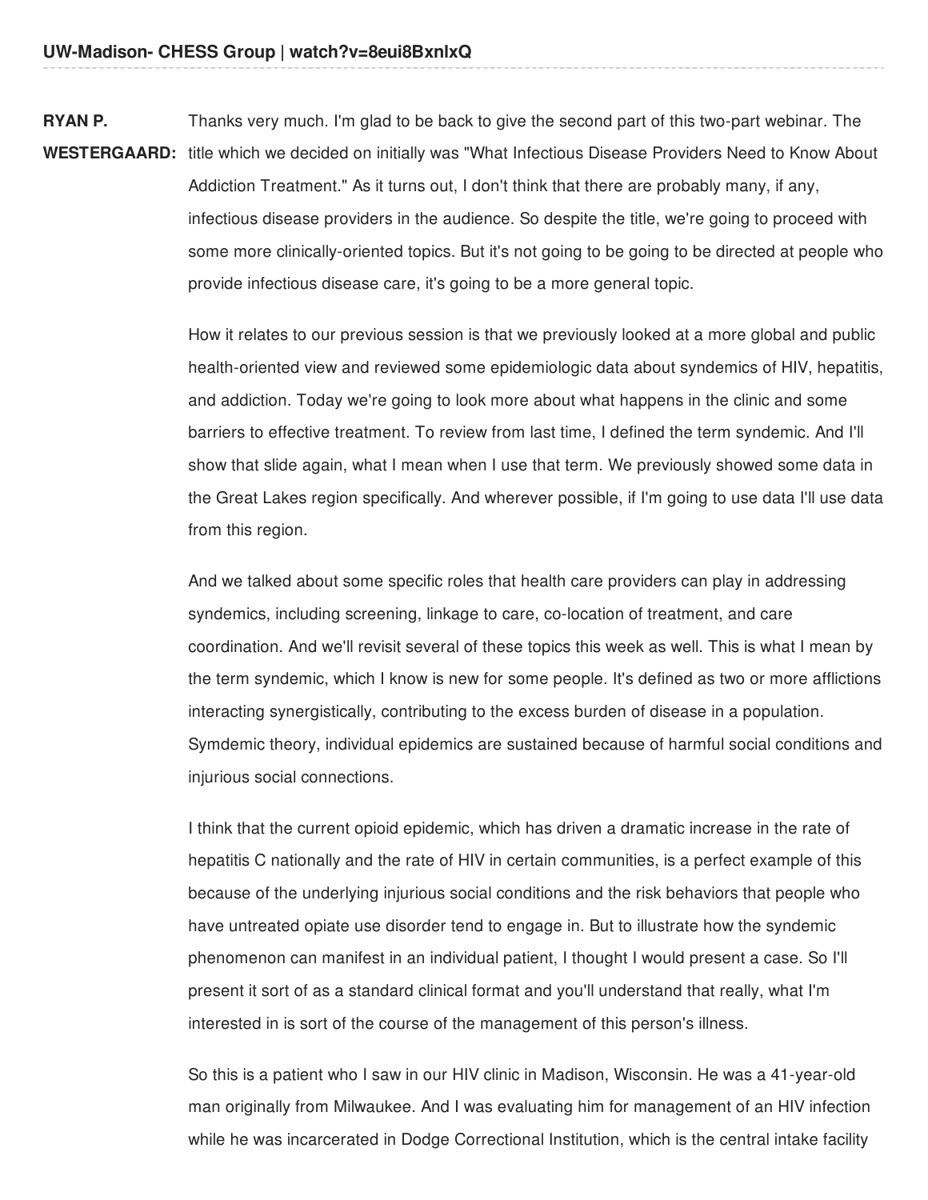**UW-Madison- CHESS Group | watch?v=8eui8BxnlxQ**

**RYAN P. WESTERGAARD:** Thanks very much. I'm glad to be back to give the second part of this two-part webinar. The title which we decided on initially was "What Infectious Disease Providers Need to Know About Addiction Treatment." As it turns out, I don't think that there are probably many, if any, infectious disease providers in the audience. So despite the title, we're going to proceed with some more clinically-oriented topics. But it's not going to be going to be directed at people who provide infectious disease care, it's going to be a more general topic.

How it relates to our previous session is that we previously looked at a more global and public health-oriented view and reviewed some epidemiologic data about syndemics of HIV, hepatitis, and addiction. Today we're going to look more about what happens in the clinic and some barriers to effective treatment. To review from last time, I defined the term syndemic. And I'll show that slide again, what I mean when I use that term. We previously showed some data in the Great Lakes region specifically. And wherever possible, if I'm going to use data I'll use data from this region.

And we talked about some specific roles that health care providers can play in addressing syndemics, including screening, linkage to care, co-location of treatment, and care coordination. And we'll revisit several of these topics this week as well. This is what I mean by the term syndemic, which I know is new for some people. It's defined as two or more afflictions interacting synergistically, contributing to the excess burden of disease in a population. Symdemic theory, individual epidemics are sustained because of harmful social conditions and injurious social connections.

I think that the current opioid epidemic, which has driven a dramatic increase in the rate of hepatitis C nationally and the rate of HIV in certain communities, is a perfect example of this because of the underlying injurious social conditions and the risk behaviors that people who have untreated opiate use disorder tend to engage in. But to illustrate how the syndemic phenomenon can manifest in an individual patient, I thought I would present a case. So I'll present it sort of as a standard clinical format and you'll understand that really, what I'm interested in is sort of the course of the management of this person's illness.

So this is a patient who I saw in our HIV clinic in Madison, Wisconsin. He was a 41-year-old man originally from Milwaukee. And I was evaluating him for management of an HIV infection while he was incarcerated in Dodge Correctional Institution, which is the central intake facility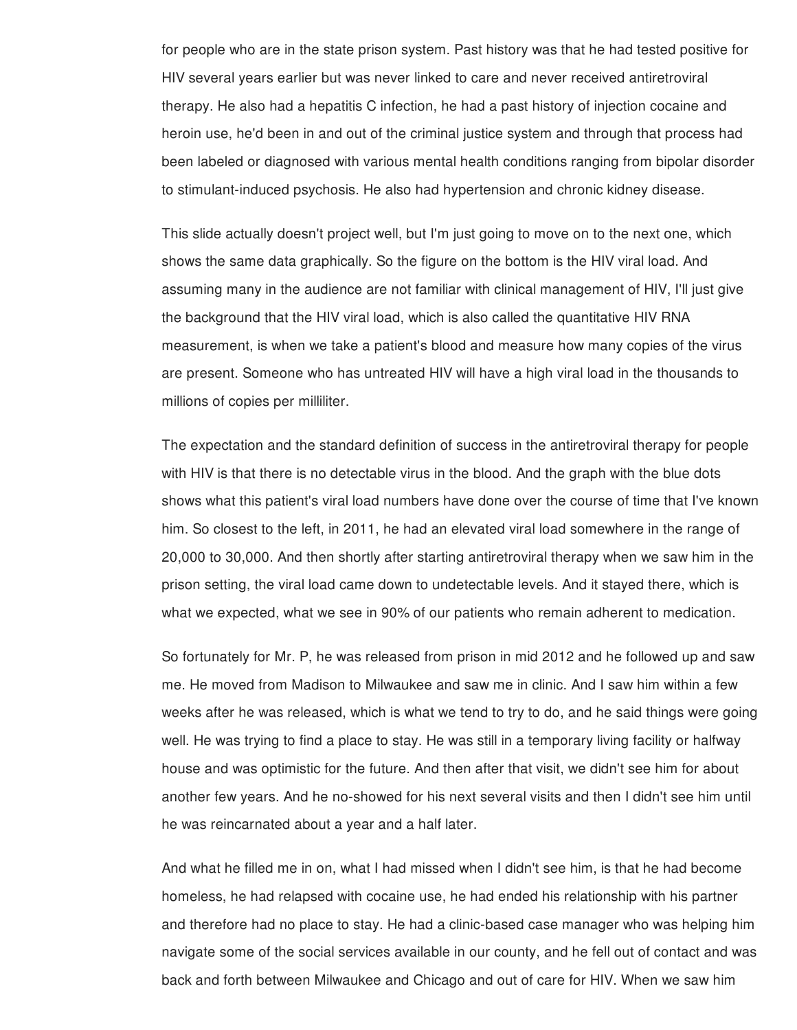for people who are in the state prison system. Past history was that he had tested positive for HIV several years earlier but was never linked to care and never received antiretroviral therapy. He also had a hepatitis C infection, he had a past history of injection cocaine and heroin use, he'd been in and out of the criminal justice system and through that process had been labeled or diagnosed with various mental health conditions ranging from bipolar disorder to stimulant-induced psychosis. He also had hypertension and chronic kidney disease.

This slide actually doesn't project well, but I'm just going to move on to the next one, which shows the same data graphically. So the figure on the bottom is the HIV viral load. And assuming many in the audience are not familiar with clinical management of HIV, I'll just give the background that the HIV viral load, which is also called the quantitative HIV RNA measurement, is when we take a patient's blood and measure how many copies of the virus are present. Someone who has untreated HIV will have a high viral load in the thousands to millions of copies per milliliter.

The expectation and the standard definition of success in the antiretroviral therapy for people with HIV is that there is no detectable virus in the blood. And the graph with the blue dots shows what this patient's viral load numbers have done over the course of time that I've known him. So closest to the left, in 2011, he had an elevated viral load somewhere in the range of 20,000 to 30,000. And then shortly after starting antiretroviral therapy when we saw him in the prison setting, the viral load came down to undetectable levels. And it stayed there, which is what we expected, what we see in 90% of our patients who remain adherent to medication.

So fortunately for Mr. P, he was released from prison in mid 2012 and he followed up and saw me. He moved from Madison to Milwaukee and saw me in clinic. And I saw him within a few weeks after he was released, which is what we tend to try to do, and he said things were going well. He was trying to find a place to stay. He was still in a temporary living facility or halfway house and was optimistic for the future. And then after that visit, we didn't see him for about another few years. And he no-showed for his next several visits and then I didn't see him until he was reincarnated about a year and a half later.

And what he filled me in on, what I had missed when I didn't see him, is that he had become homeless, he had relapsed with cocaine use, he had ended his relationship with his partner and therefore had no place to stay. He had a clinic-based case manager who was helping him navigate some of the social services available in our county, and he fell out of contact and was back and forth between Milwaukee and Chicago and out of care for HIV. When we saw him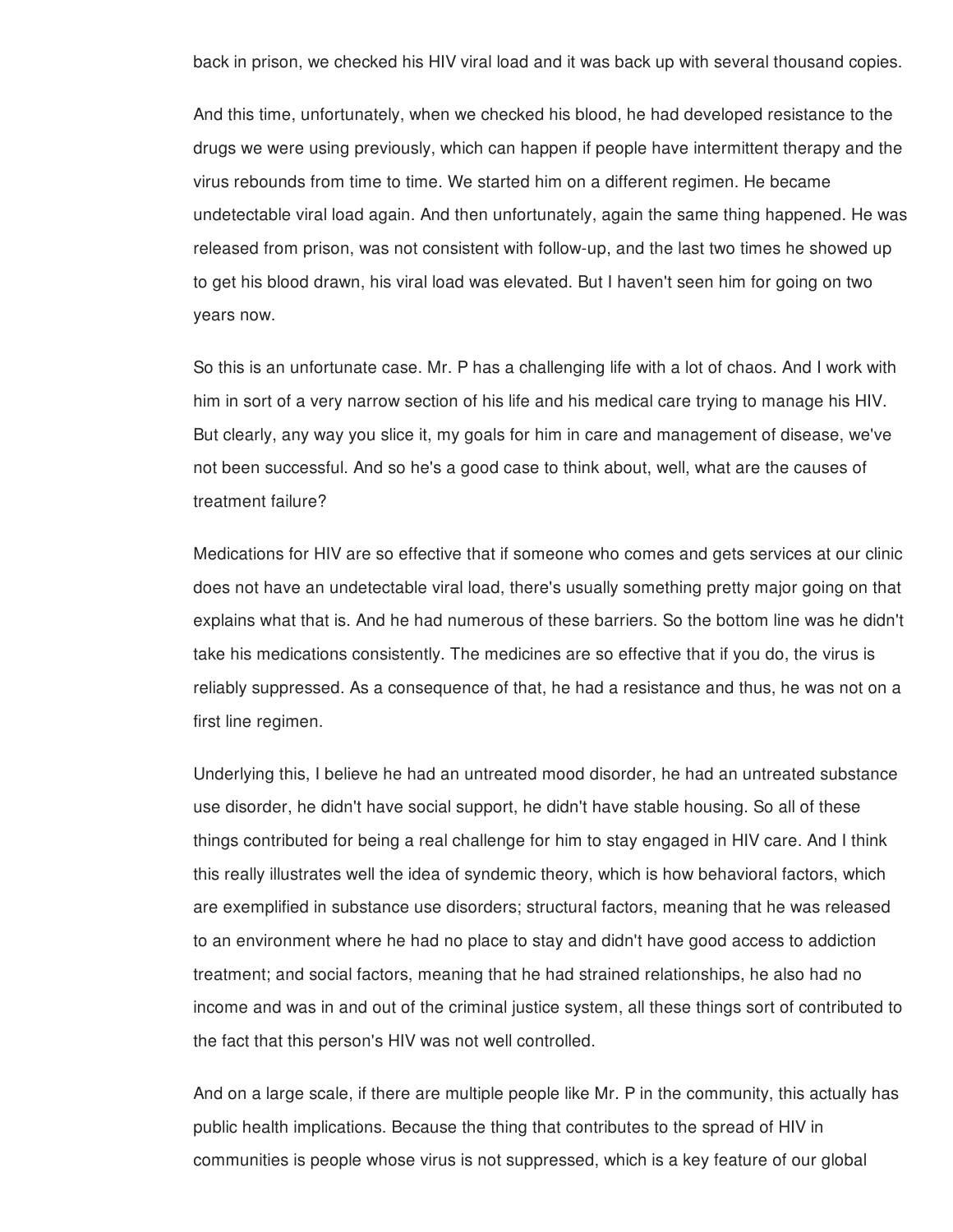back in prison, we checked his HIV viral load and it was back up with several thousand copies.

And this time, unfortunately, when we checked his blood, he had developed resistance to the drugs we were using previously, which can happen if people have intermittent therapy and the virus rebounds from time to time. We started him on a different regimen. He became undetectable viral load again. And then unfortunately, again the same thing happened. He was released from prison, was not consistent with follow-up, and the last two times he showed up to get his blood drawn, his viral load was elevated. But I haven't seen him for going on two years now.

So this is an unfortunate case. Mr. P has a challenging life with a lot of chaos. And I work with him in sort of a very narrow section of his life and his medical care trying to manage his HIV. But clearly, any way you slice it, my goals for him in care and management of disease, we've not been successful. And so he's a good case to think about, well, what are the causes of treatment failure?

Medications for HIV are so effective that if someone who comes and gets services at our clinic does not have an undetectable viral load, there's usually something pretty major going on that explains what that is. And he had numerous of these barriers. So the bottom line was he didn't take his medications consistently. The medicines are so effective that if you do, the virus is reliably suppressed. As a consequence of that, he had a resistance and thus, he was not on a first line regimen.

Underlying this, I believe he had an untreated mood disorder, he had an untreated substance use disorder, he didn't have social support, he didn't have stable housing. So all of these things contributed for being a real challenge for him to stay engaged in HIV care. And I think this really illustrates well the idea of syndemic theory, which is how behavioral factors, which are exemplified in substance use disorders; structural factors, meaning that he was released to an environment where he had no place to stay and didn't have good access to addiction treatment; and social factors, meaning that he had strained relationships, he also had no income and was in and out of the criminal justice system, all these things sort of contributed to the fact that this person's HIV was not well controlled.

And on a large scale, if there are multiple people like Mr. P in the community, this actually has public health implications. Because the thing that contributes to the spread of HIV in communities is people whose virus is not suppressed, which is a key feature of our global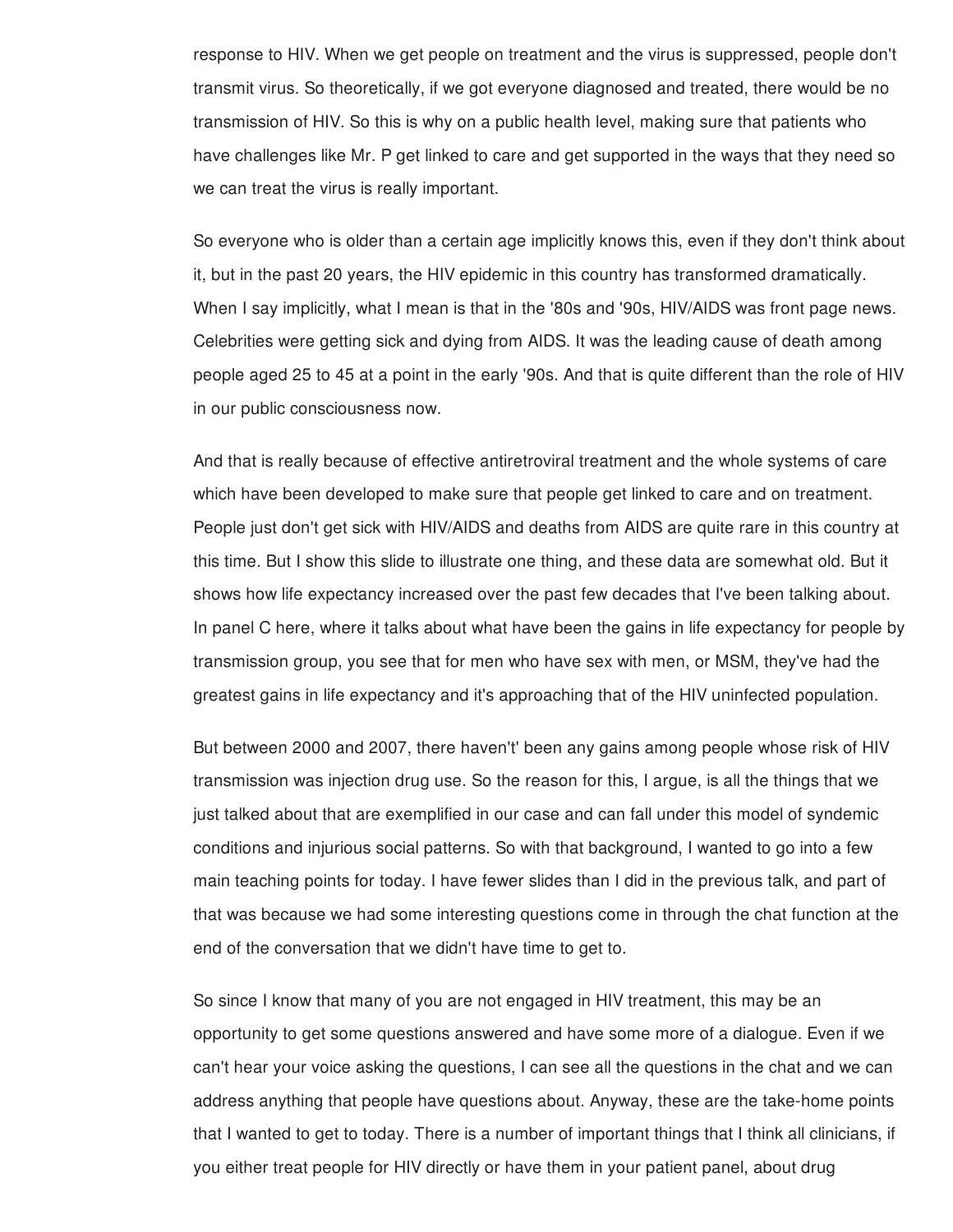response to HIV. When we get people on treatment and the virus is suppressed, people don't transmit virus. So theoretically, if we got everyone diagnosed and treated, there would be no transmission of HIV. So this is why on a public health level, making sure that patients who have challenges like Mr. P get linked to care and get supported in the ways that they need so we can treat the virus is really important.

So everyone who is older than a certain age implicitly knows this, even if they don't think about it, but in the past 20 years, the HIV epidemic in this country has transformed dramatically. When I say implicitly, what I mean is that in the '80s and '90s, HIV/AIDS was front page news. Celebrities were getting sick and dying from AIDS. It was the leading cause of death among people aged 25 to 45 at a point in the early '90s. And that is quite different than the role of HIV in our public consciousness now.

And that is really because of effective antiretroviral treatment and the whole systems of care which have been developed to make sure that people get linked to care and on treatment. People just don't get sick with HIV/AIDS and deaths from AIDS are quite rare in this country at this time. But I show this slide to illustrate one thing, and these data are somewhat old. But it shows how life expectancy increased over the past few decades that I've been talking about. In panel C here, where it talks about what have been the gains in life expectancy for people by transmission group, you see that for men who have sex with men, or MSM, they've had the greatest gains in life expectancy and it's approaching that of the HIV uninfected population.

But between 2000 and 2007, there haven't' been any gains among people whose risk of HIV transmission was injection drug use. So the reason for this, I argue, is all the things that we just talked about that are exemplified in our case and can fall under this model of syndemic conditions and injurious social patterns. So with that background, I wanted to go into a few main teaching points for today. I have fewer slides than I did in the previous talk, and part of that was because we had some interesting questions come in through the chat function at the end of the conversation that we didn't have time to get to.

So since I know that many of you are not engaged in HIV treatment, this may be an opportunity to get some questions answered and have some more of a dialogue. Even if we can't hear your voice asking the questions, I can see all the questions in the chat and we can address anything that people have questions about. Anyway, these are the take-home points that I wanted to get to today. There is a number of important things that I think all clinicians, if you either treat people for HIV directly or have them in your patient panel, about drug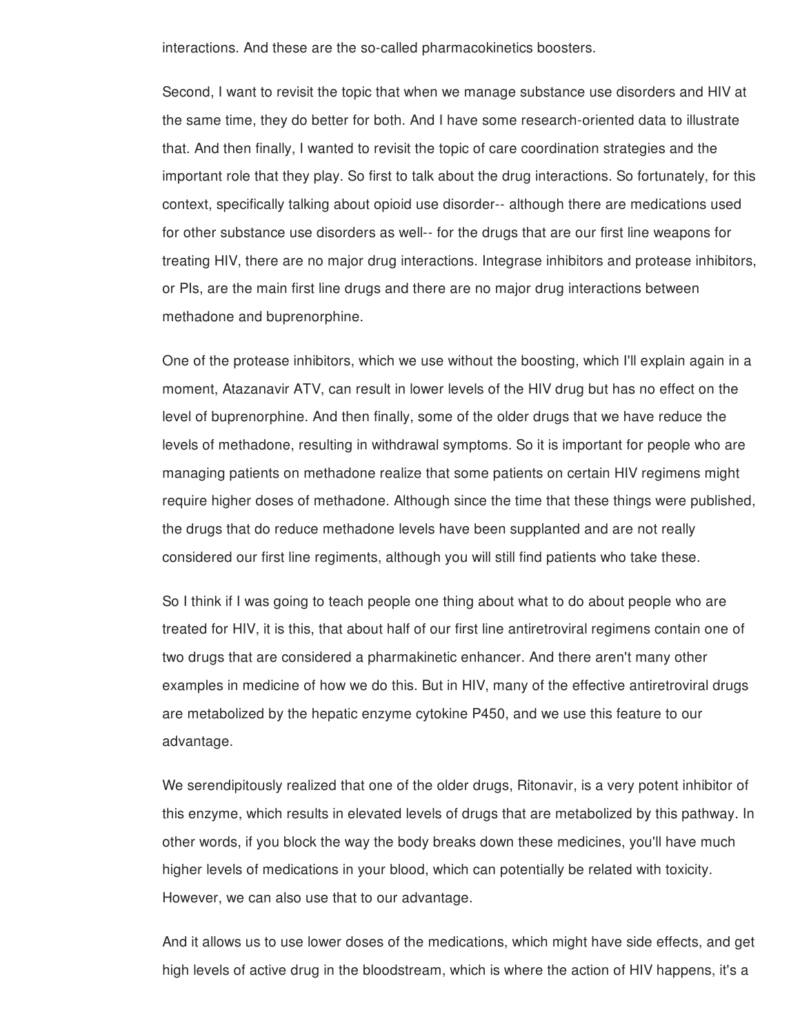interactions. And these are the so-called pharmacokinetics boosters.

Second, I want to revisit the topic that when we manage substance use disorders and HIV at the same time, they do better for both. And I have some research-oriented data to illustrate that. And then finally, I wanted to revisit the topic of care coordination strategies and the important role that they play. So first to talk about the drug interactions. So fortunately, for this context, specifically talking about opioid use disorder-- although there are medications used for other substance use disorders as well-- for the drugs that are our first line weapons for treating HIV, there are no major drug interactions. Integrase inhibitors and protease inhibitors, or PIs, are the main first line drugs and there are no major drug interactions between methadone and buprenorphine.

One of the protease inhibitors, which we use without the boosting, which I'll explain again in a moment, Atazanavir ATV, can result in lower levels of the HIV drug but has no effect on the level of buprenorphine. And then finally, some of the older drugs that we have reduce the levels of methadone, resulting in withdrawal symptoms. So it is important for people who are managing patients on methadone realize that some patients on certain HIV regimens might require higher doses of methadone. Although since the time that these things were published, the drugs that do reduce methadone levels have been supplanted and are not really considered our first line regiments, although you will still find patients who take these.

So I think if I was going to teach people one thing about what to do about people who are treated for HIV, it is this, that about half of our first line antiretroviral regimens contain one of two drugs that are considered a pharmakinetic enhancer. And there aren't many other examples in medicine of how we do this. But in HIV, many of the effective antiretroviral drugs are metabolized by the hepatic enzyme cytokine P450, and we use this feature to our advantage.

We serendipitously realized that one of the older drugs, Ritonavir, is a very potent inhibitor of this enzyme, which results in elevated levels of drugs that are metabolized by this pathway. In other words, if you block the way the body breaks down these medicines, you'll have much higher levels of medications in your blood, which can potentially be related with toxicity. However, we can also use that to our advantage.

And it allows us to use lower doses of the medications, which might have side effects, and get high levels of active drug in the bloodstream, which is where the action of HIV happens, it's a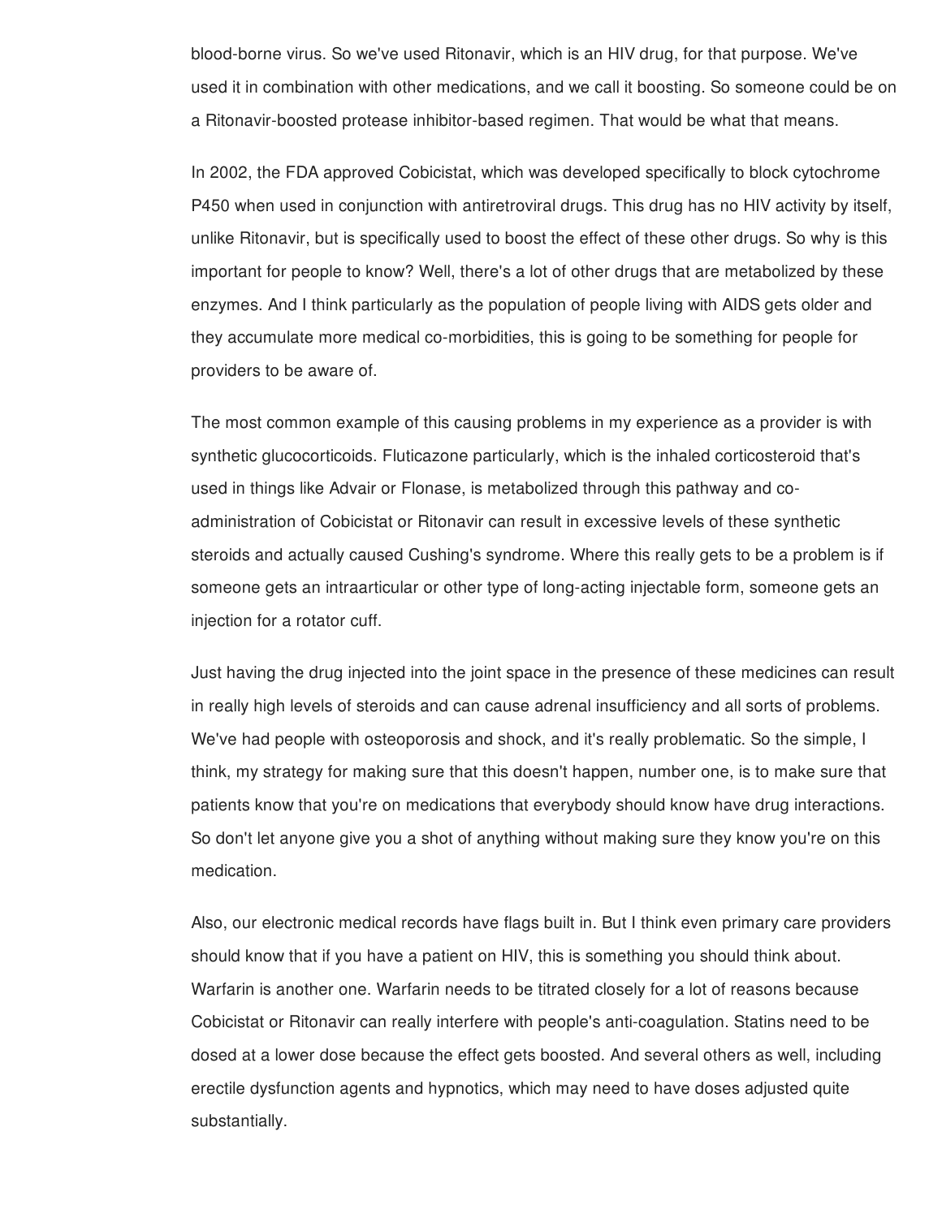blood-borne virus. So we've used Ritonavir, which is an HIV drug, for that purpose. We've used it in combination with other medications, and we call it boosting. So someone could be on a Ritonavir-boosted protease inhibitor-based regimen. That would be what that means.

In 2002, the FDA approved Cobicistat, which was developed specifically to block cytochrome P450 when used in conjunction with antiretroviral drugs. This drug has no HIV activity by itself, unlike Ritonavir, but is specifically used to boost the effect of these other drugs. So why is this important for people to know? Well, there's a lot of other drugs that are metabolized by these enzymes. And I think particularly as the population of people living with AIDS gets older and they accumulate more medical co-morbidities, this is going to be something for people for providers to be aware of.

The most common example of this causing problems in my experience as a provider is with synthetic glucocorticoids. Fluticazone particularly, which is the inhaled corticosteroid that's used in things like Advair or Flonase, is metabolized through this pathway and co-administration of Cobicistat or Ritonavir can result in excessive levels of these synthetic steroids and actually caused Cushing's syndrome. Where this really gets to be a problem is if someone gets an intraarticular or other type of long-acting injectable form, someone gets an injection for a rotator cuff.

Just having the drug injected into the joint space in the presence of these medicines can result in really high levels of steroids and can cause adrenal insufficiency and all sorts of problems. We've had people with osteoporosis and shock, and it's really problematic. So the simple, I think, my strategy for making sure that this doesn't happen, number one, is to make sure that patients know that you're on medications that everybody should know have drug interactions. So don't let anyone give you a shot of anything without making sure they know you're on this medication.

Also, our electronic medical records have flags built in. But I think even primary care providers should know that if you have a patient on HIV, this is something you should think about. Warfarin is another one. Warfarin needs to be titrated closely for a lot of reasons because Cobicistat or Ritonavir can really interfere with people's anti-coagulation. Statins need to be dosed at a lower dose because the effect gets boosted. And several others as well, including erectile dysfunction agents and hypnotics, which may need to have doses adjusted quite substantially.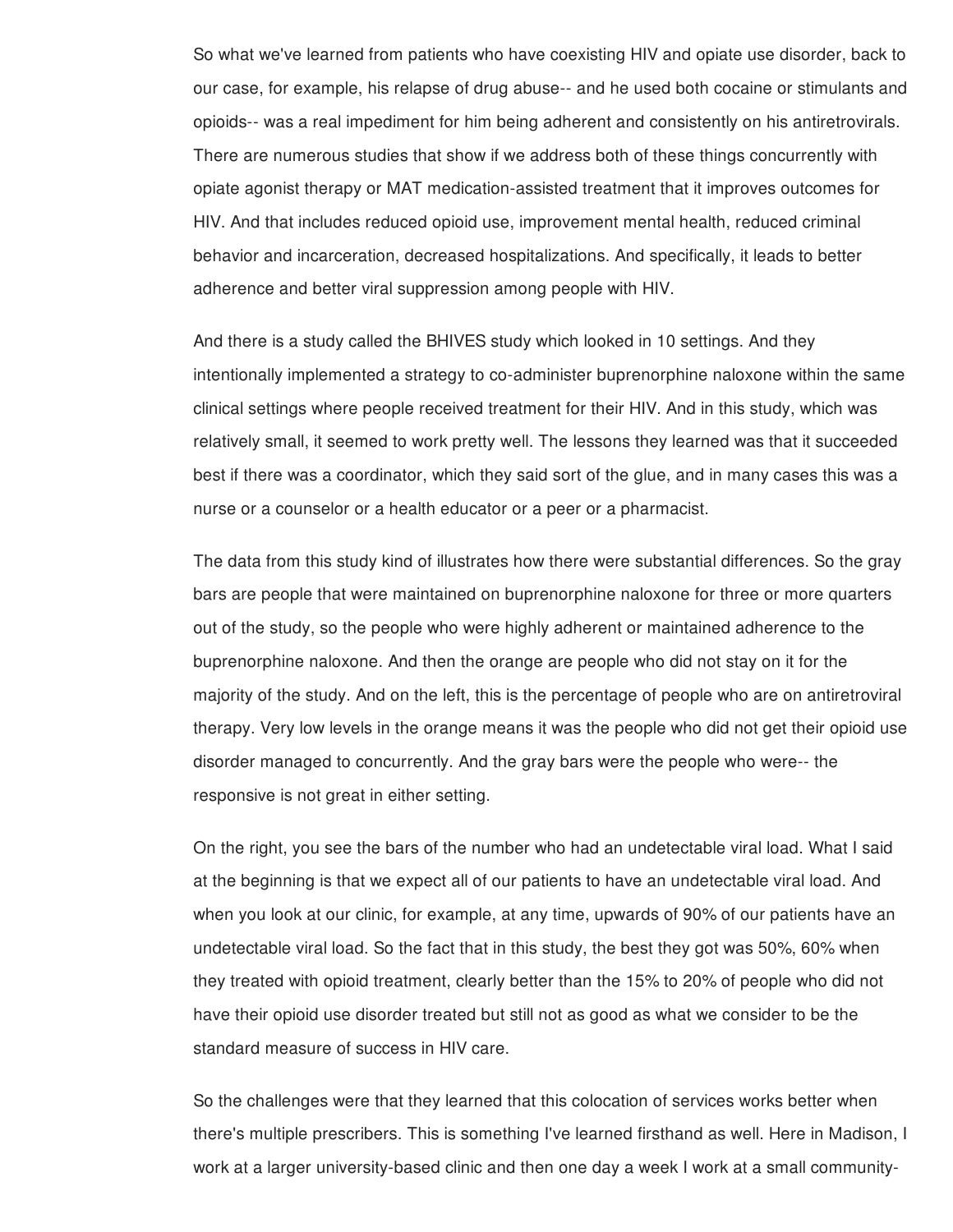So what we've learned from patients who have coexisting HIV and opiate use disorder, back to our case, for example, his relapse of drug abuse-- and he used both cocaine or stimulants and opioids-- was a real impediment for him being adherent and consistently on his antiretrovirals. There are numerous studies that show if we address both of these things concurrently with opiate agonist therapy or MAT medication-assisted treatment that it improves outcomes for HIV. And that includes reduced opioid use, improvement mental health, reduced criminal behavior and incarceration, decreased hospitalizations. And specifically, it leads to better adherence and better viral suppression among people with HIV.

And there is a study called the BHIVES study which looked in 10 settings. And they intentionally implemented a strategy to co-administer buprenorphine naloxone within the same clinical settings where people received treatment for their HIV. And in this study, which was relatively small, it seemed to work pretty well. The lessons they learned was that it succeeded best if there was a coordinator, which they said sort of the glue, and in many cases this was a nurse or a counselor or a health educator or a peer or a pharmacist.

The data from this study kind of illustrates how there were substantial differences. So the gray bars are people that were maintained on buprenorphine naloxone for three or more quarters out of the study, so the people who were highly adherent or maintained adherence to the buprenorphine naloxone. And then the orange are people who did not stay on it for the majority of the study. And on the left, this is the percentage of people who are on antiretroviral therapy. Very low levels in the orange means it was the people who did not get their opioid use disorder managed to concurrently. And the gray bars were the people who were-- the responsive is not great in either setting.

On the right, you see the bars of the number who had an undetectable viral load. What I said at the beginning is that we expect all of our patients to have an undetectable viral load. And when you look at our clinic, for example, at any time, upwards of 90% of our patients have an undetectable viral load. So the fact that in this study, the best they got was 50%, 60% when they treated with opioid treatment, clearly better than the 15% to 20% of people who did not have their opioid use disorder treated but still not as good as what we consider to be the standard measure of success in HIV care.

So the challenges were that they learned that this colocation of services works better when there's multiple prescribers. This is something I've learned firsthand as well. Here in Madison, I work at a larger university-based clinic and then one day a week I work at a small community-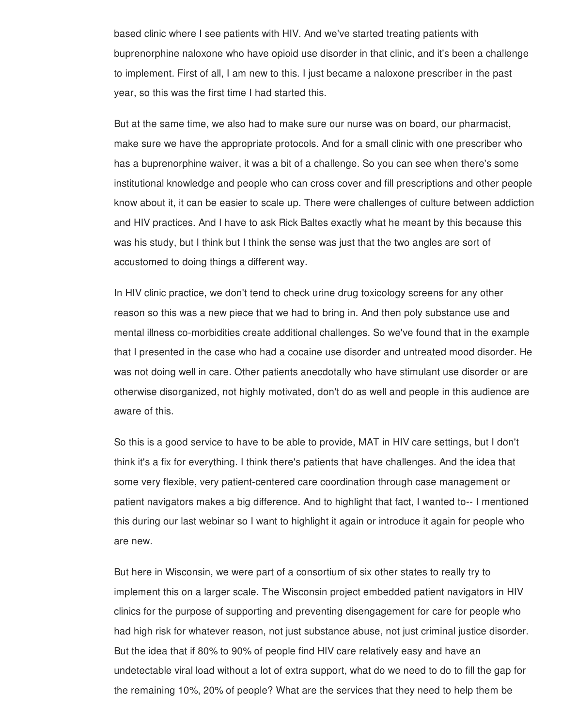based clinic where I see patients with HIV. And we've started treating patients with buprenorphine naloxone who have opioid use disorder in that clinic, and it's been a challenge to implement. First of all, I am new to this. I just became a naloxone prescriber in the past year, so this was the first time I had started this.

But at the same time, we also had to make sure our nurse was on board, our pharmacist, make sure we have the appropriate protocols. And for a small clinic with one prescriber who has a buprenorphine waiver, it was a bit of a challenge. So you can see when there's some institutional knowledge and people who can cross cover and fill prescriptions and other people know about it, it can be easier to scale up. There were challenges of culture between addiction and HIV practices. And I have to ask Rick Baltes exactly what he meant by this because this was his study, but I think but I think the sense was just that the two angles are sort of accustomed to doing things a different way.

In HIV clinic practice, we don't tend to check urine drug toxicology screens for any other reason so this was a new piece that we had to bring in. And then poly substance use and mental illness co-morbidities create additional challenges. So we've found that in the example that I presented in the case who had a cocaine use disorder and untreated mood disorder. He was not doing well in care. Other patients anecdotally who have stimulant use disorder or are otherwise disorganized, not highly motivated, don't do as well and people in this audience are aware of this.

So this is a good service to have to be able to provide, MAT in HIV care settings, but I don't think it's a fix for everything. I think there's patients that have challenges. And the idea that some very flexible, very patient-centered care coordination through case management or patient navigators makes a big difference. And to highlight that fact, I wanted to-- I mentioned this during our last webinar so I want to highlight it again or introduce it again for people who are new.

But here in Wisconsin, we were part of a consortium of six other states to really try to implement this on a larger scale. The Wisconsin project embedded patient navigators in HIV clinics for the purpose of supporting and preventing disengagement for care for people who had high risk for whatever reason, not just substance abuse, not just criminal justice disorder. But the idea that if 80% to 90% of people find HIV care relatively easy and have an undetectable viral load without a lot of extra support, what do we need to do to fill the gap for the remaining 10%, 20% of people? What are the services that they need to help them be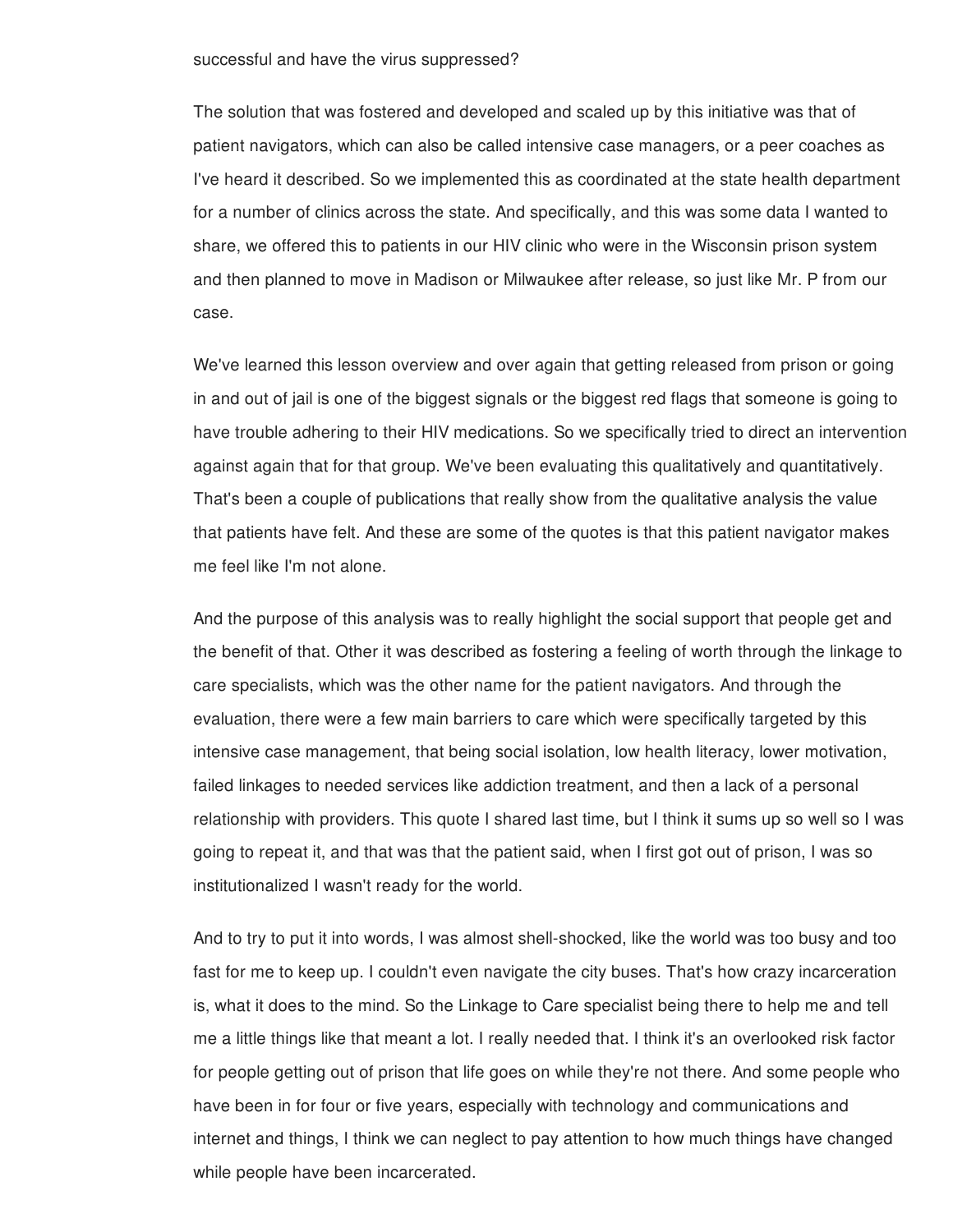successful and have the virus suppressed?

The solution that was fostered and developed and scaled up by this initiative was that of patient navigators, which can also be called intensive case managers, or a peer coaches as I've heard it described. So we implemented this as coordinated at the state health department for a number of clinics across the state. And specifically, and this was some data I wanted to share, we offered this to patients in our HIV clinic who were in the Wisconsin prison system and then planned to move in Madison or Milwaukee after release, so just like Mr. P from our case.

We've learned this lesson overview and over again that getting released from prison or going in and out of jail is one of the biggest signals or the biggest red flags that someone is going to have trouble adhering to their HIV medications. So we specifically tried to direct an intervention against again that for that group. We've been evaluating this qualitatively and quantitatively. That's been a couple of publications that really show from the qualitative analysis the value that patients have felt. And these are some of the quotes is that this patient navigator makes me feel like I'm not alone.

And the purpose of this analysis was to really highlight the social support that people get and the benefit of that. Other it was described as fostering a feeling of worth through the linkage to care specialists, which was the other name for the patient navigators. And through the evaluation, there were a few main barriers to care which were specifically targeted by this intensive case management, that being social isolation, low health literacy, lower motivation, failed linkages to needed services like addiction treatment, and then a lack of a personal relationship with providers. This quote I shared last time, but I think it sums up so well so I was going to repeat it, and that was that the patient said, when I first got out of prison, I was so institutionalized I wasn't ready for the world.

And to try to put it into words, I was almost shell-shocked, like the world was too busy and too fast for me to keep up. I couldn't even navigate the city buses. That's how crazy incarceration is, what it does to the mind. So the Linkage to Care specialist being there to help me and tell me a little things like that meant a lot. I really needed that. I think it's an overlooked risk factor for people getting out of prison that life goes on while they're not there. And some people who have been in for four or five years, especially with technology and communications and internet and things, I think we can neglect to pay attention to how much things have changed while people have been incarcerated.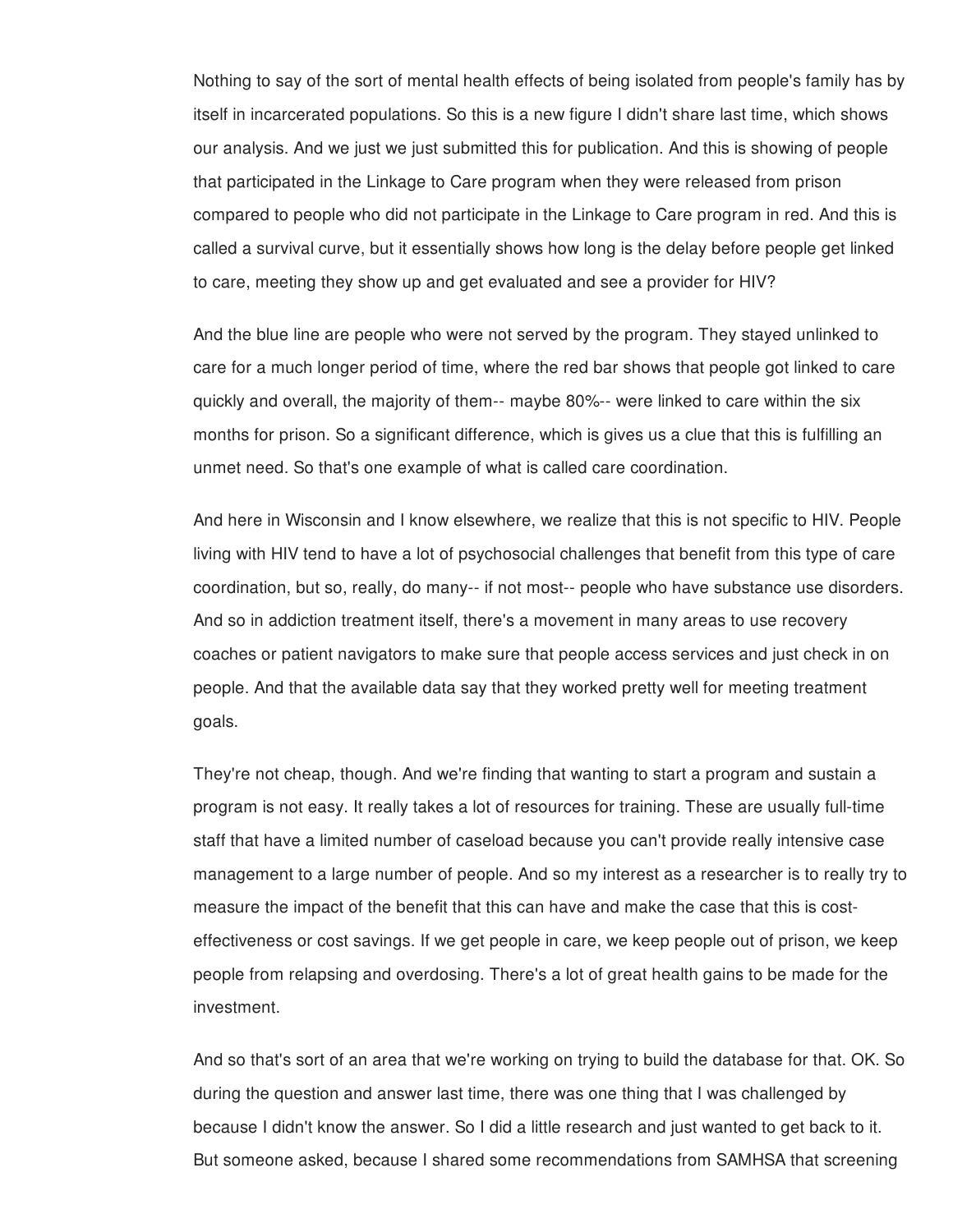Nothing to say of the sort of mental health effects of being isolated from people's family has by itself in incarcerated populations. So this is a new figure I didn't share last time, which shows our analysis. And we just we just submitted this for publication. And this is showing of people that participated in the Linkage to Care program when they were released from prison compared to people who did not participate in the Linkage to Care program in red. And this is called a survival curve, but it essentially shows how long is the delay before people get linked to care, meeting they show up and get evaluated and see a provider for HIV?

And the blue line are people who were not served by the program. They stayed unlinked to care for a much longer period of time, where the red bar shows that people got linked to care quickly and overall, the majority of them-- maybe 80%-- were linked to care within the six months for prison. So a significant difference, which is gives us a clue that this is fulfilling an unmet need. So that's one example of what is called care coordination.

And here in Wisconsin and I know elsewhere, we realize that this is not specific to HIV. People living with HIV tend to have a lot of psychosocial challenges that benefit from this type of care coordination, but so, really, do many-- if not most-- people who have substance use disorders. And so in addiction treatment itself, there's a movement in many areas to use recovery coaches or patient navigators to make sure that people access services and just check in on people. And that the available data say that they worked pretty well for meeting treatment goals.

They're not cheap, though. And we're finding that wanting to start a program and sustain a program is not easy. It really takes a lot of resources for training. These are usually full-time staff that have a limited number of caseload because you can't provide really intensive case management to a large number of people. And so my interest as a researcher is to really try to measure the impact of the benefit that this can have and make the case that this is cost-effectiveness or cost savings. If we get people in care, we keep people out of prison, we keep people from relapsing and overdosing. There's a lot of great health gains to be made for the investment.

And so that's sort of an area that we're working on trying to build the database for that. OK. So during the question and answer last time, there was one thing that I was challenged by because I didn't know the answer. So I did a little research and just wanted to get back to it. But someone asked, because I shared some recommendations from SAMHSA that screening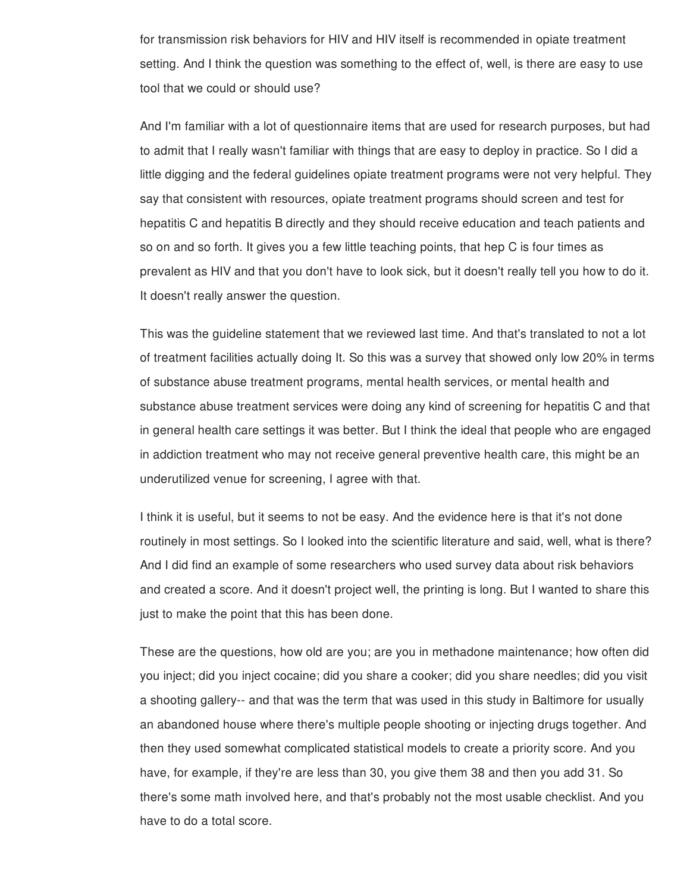for transmission risk behaviors for HIV and HIV itself is recommended in opiate treatment setting. And I think the question was something to the effect of, well, is there are easy to use tool that we could or should use?

And I'm familiar with a lot of questionnaire items that are used for research purposes, but had to admit that I really wasn't familiar with things that are easy to deploy in practice. So I did a little digging and the federal guidelines opiate treatment programs were not very helpful. They say that consistent with resources, opiate treatment programs should screen and test for hepatitis C and hepatitis B directly and they should receive education and teach patients and so on and so forth. It gives you a few little teaching points, that hep C is four times as prevalent as HIV and that you don't have to look sick, but it doesn't really tell you how to do it. It doesn't really answer the question.

This was the guideline statement that we reviewed last time. And that's translated to not a lot of treatment facilities actually doing It. So this was a survey that showed only low 20% in terms of substance abuse treatment programs, mental health services, or mental health and substance abuse treatment services were doing any kind of screening for hepatitis C and that in general health care settings it was better. But I think the ideal that people who are engaged in addiction treatment who may not receive general preventive health care, this might be an underutilized venue for screening, I agree with that.

I think it is useful, but it seems to not be easy. And the evidence here is that it's not done routinely in most settings. So I looked into the scientific literature and said, well, what is there? And I did find an example of some researchers who used survey data about risk behaviors and created a score. And it doesn't project well, the printing is long. But I wanted to share this just to make the point that this has been done.

These are the questions, how old are you; are you in methadone maintenance; how often did you inject; did you inject cocaine; did you share a cooker; did you share needles; did you visit a shooting gallery-- and that was the term that was used in this study in Baltimore for usually an abandoned house where there's multiple people shooting or injecting drugs together. And then they used somewhat complicated statistical models to create a priority score. And you have, for example, if they're are less than 30, you give them 38 and then you add 31. So there's some math involved here, and that's probably not the most usable checklist. And you have to do a total score.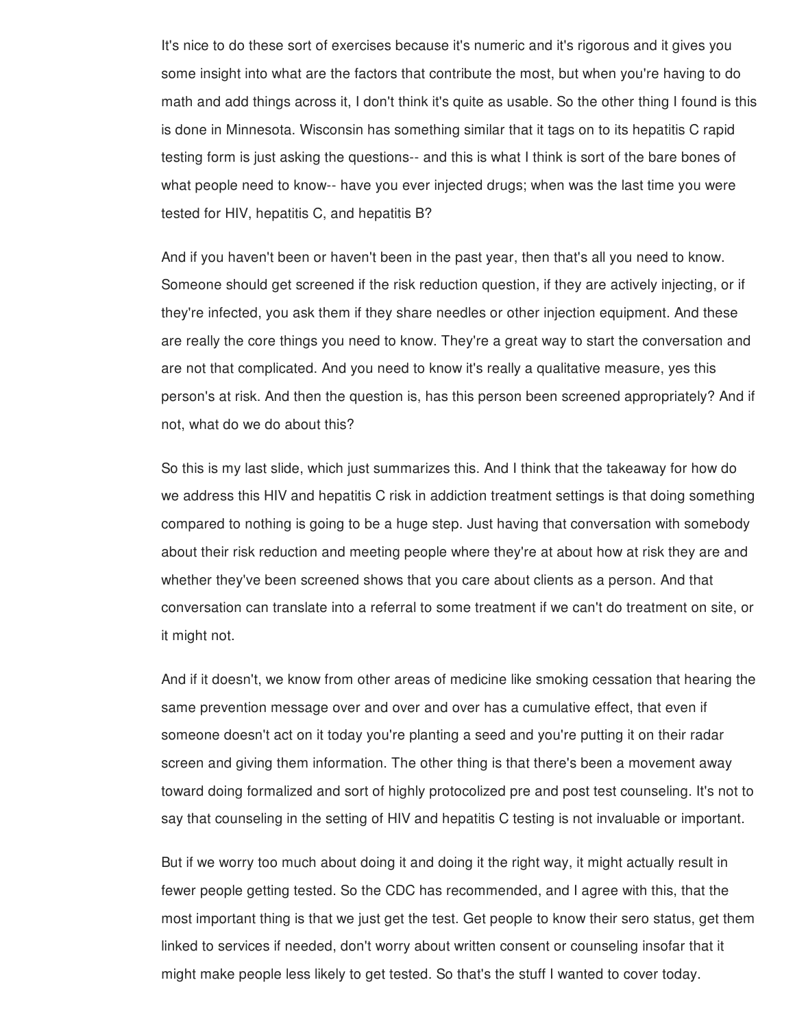It's nice to do these sort of exercises because it's numeric and it's rigorous and it gives you some insight into what are the factors that contribute the most, but when you're having to do math and add things across it, I don't think it's quite as usable. So the other thing I found is this is done in Minnesota. Wisconsin has something similar that it tags on to its hepatitis C rapid testing form is just asking the questions-- and this is what I think is sort of the bare bones of what people need to know-- have you ever injected drugs; when was the last time you were tested for HIV, hepatitis C, and hepatitis B?

And if you haven't been or haven't been in the past year, then that's all you need to know. Someone should get screened if the risk reduction question, if they are actively injecting, or if they're infected, you ask them if they share needles or other injection equipment. And these are really the core things you need to know. They're a great way to start the conversation and are not that complicated. And you need to know it's really a qualitative measure, yes this person's at risk. And then the question is, has this person been screened appropriately? And if not, what do we do about this?

So this is my last slide, which just summarizes this. And I think that the takeaway for how do we address this HIV and hepatitis C risk in addiction treatment settings is that doing something compared to nothing is going to be a huge step. Just having that conversation with somebody about their risk reduction and meeting people where they're at about how at risk they are and whether they've been screened shows that you care about clients as a person. And that conversation can translate into a referral to some treatment if we can't do treatment on site, or it might not.

And if it doesn't, we know from other areas of medicine like smoking cessation that hearing the same prevention message over and over and over has a cumulative effect, that even if someone doesn't act on it today you're planting a seed and you're putting it on their radar screen and giving them information. The other thing is that there's been a movement away toward doing formalized and sort of highly protocolized pre and post test counseling. It's not to say that counseling in the setting of HIV and hepatitis C testing is not invaluable or important.

But if we worry too much about doing it and doing it the right way, it might actually result in fewer people getting tested. So the CDC has recommended, and I agree with this, that the most important thing is that we just get the test. Get people to know their sero status, get them linked to services if needed, don't worry about written consent or counseling insofar that it might make people less likely to get tested. So that's the stuff I wanted to cover today.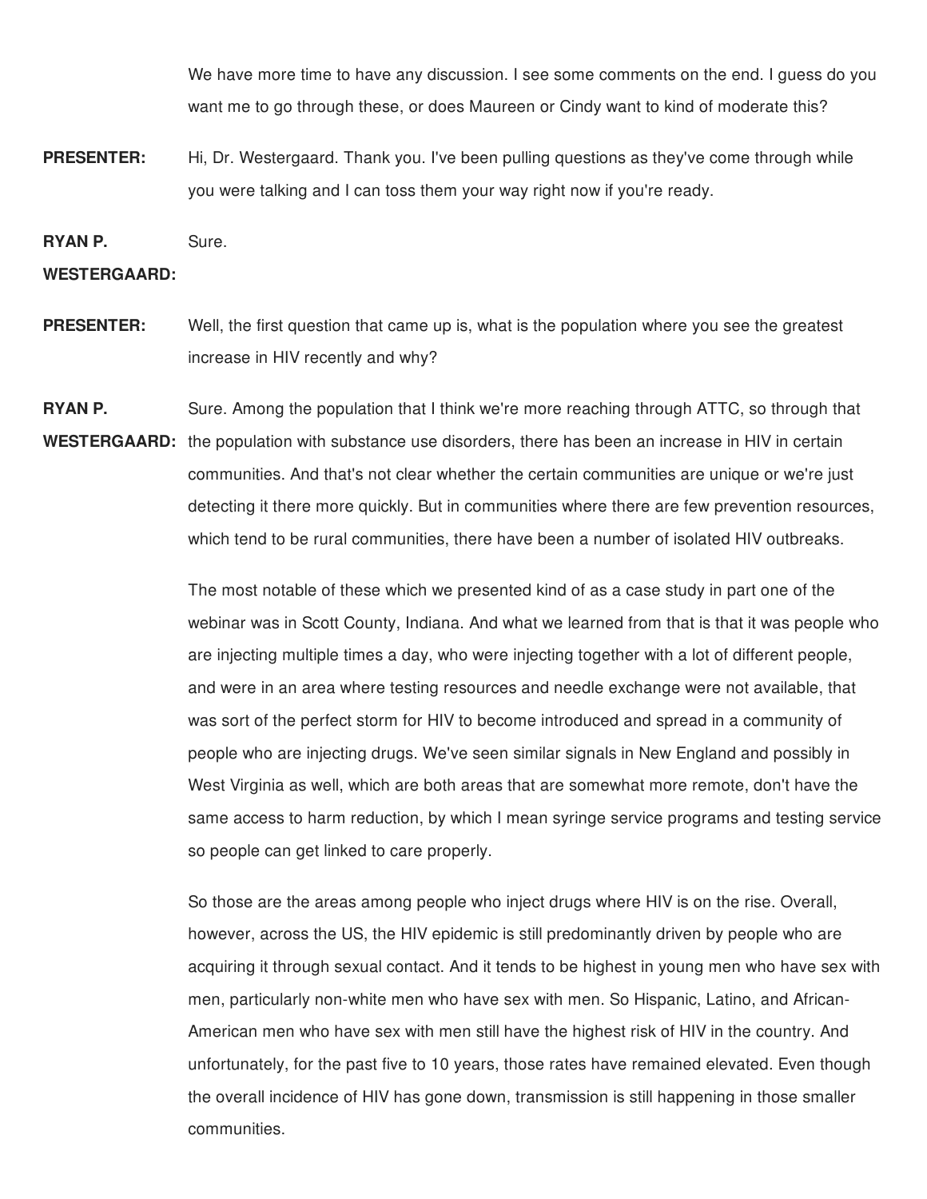We have more time to have any discussion. I see some comments on the end. I guess do you want me to go through these, or does Maureen or Cindy want to kind of moderate this?

**PRESENTER:** Hi, Dr. Westergaard. Thank you. I've been pulling questions as they've come through while you were talking and I can toss them your way right now if you're ready.

**RYAN P. WESTERGAARD:** Sure.

**PRESENTER:** Well, the first question that came up is, what is the population where you see the greatest increase in HIV recently and why?

**RYAN P. WESTERGAARD:** Sure. Among the population that I think we're more reaching through ATTC, so through that the population with substance use disorders, there has been an increase in HIV in certain communities. And that's not clear whether the certain communities are unique or we're just detecting it there more quickly. But in communities where there are few prevention resources, which tend to be rural communities, there have been a number of isolated HIV outbreaks.

The most notable of these which we presented kind of as a case study in part one of the webinar was in Scott County, Indiana. And what we learned from that is that it was people who are injecting multiple times a day, who were injecting together with a lot of different people, and were in an area where testing resources and needle exchange were not available, that was sort of the perfect storm for HIV to become introduced and spread in a community of people who are injecting drugs. We've seen similar signals in New England and possibly in West Virginia as well, which are both areas that are somewhat more remote, don't have the same access to harm reduction, by which I mean syringe service programs and testing service so people can get linked to care properly.

So those are the areas among people who inject drugs where HIV is on the rise. Overall, however, across the US, the HIV epidemic is still predominantly driven by people who are acquiring it through sexual contact. And it tends to be highest in young men who have sex with men, particularly non-white men who have sex with men. So Hispanic, Latino, and African-American men who have sex with men still have the highest risk of HIV in the country. And unfortunately, for the past five to 10 years, those rates have remained elevated. Even though the overall incidence of HIV has gone down, transmission is still happening in those smaller communities.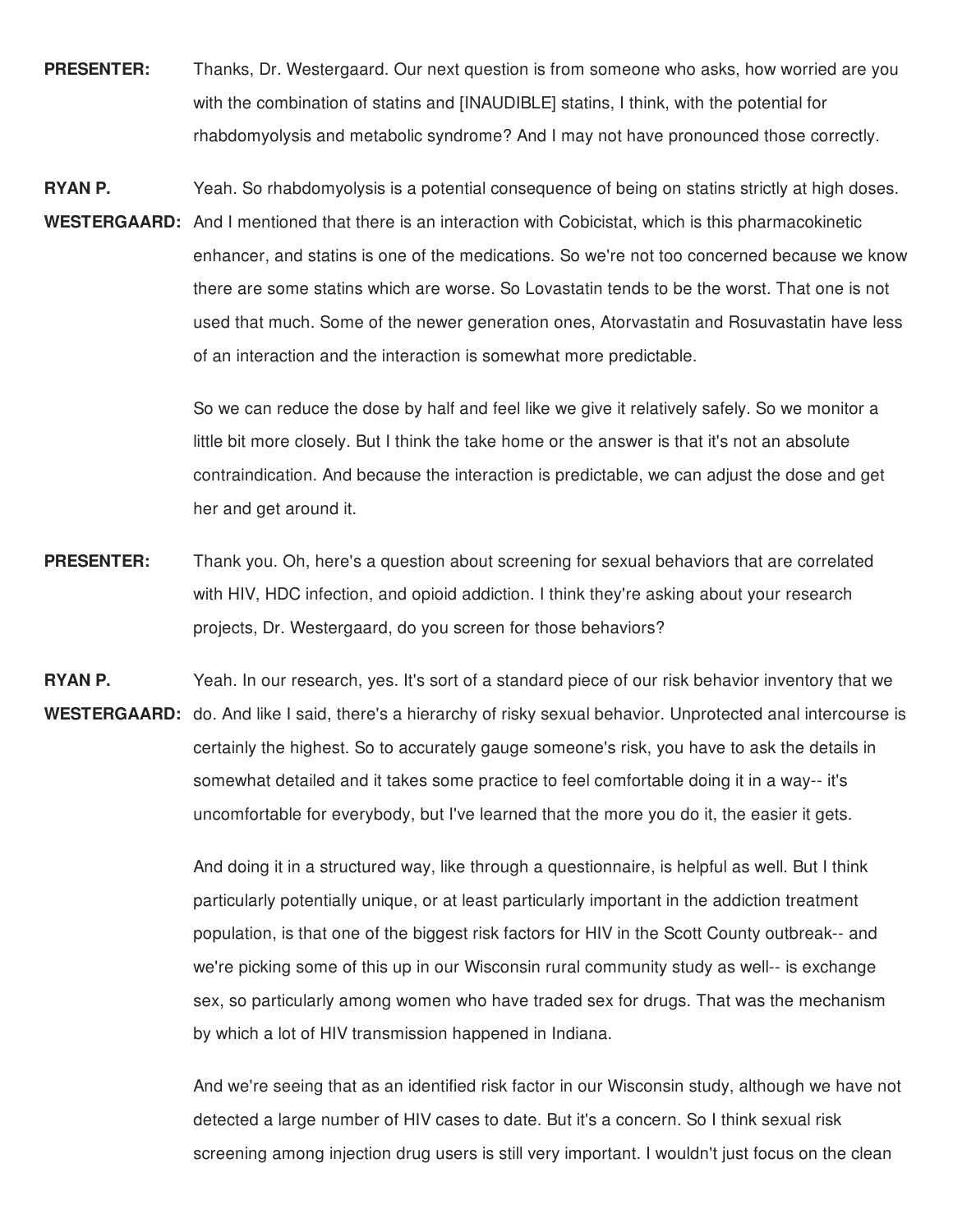**PRESENTER:** Thanks, Dr. Westergaard. Our next question is from someone who asks, how worried are you with the combination of statins and [INAUDIBLE] statins, I think, with the potential for rhabdomyolysis and metabolic syndrome? And I may not have pronounced those correctly.

**RYAN P. WESTERGAARD:** Yeah. So rhabdomyolysis is a potential consequence of being on statins strictly at high doses. And I mentioned that there is an interaction with Cobicistat, which is this pharmacokinetic enhancer, and statins is one of the medications. So we're not too concerned because we know there are some statins which are worse. So Lovastatin tends to be the worst. That one is not used that much. Some of the newer generation ones, Atorvastatin and Rosuvastatin have less of an interaction and the interaction is somewhat more predictable.

So we can reduce the dose by half and feel like we give it relatively safely. So we monitor a little bit more closely. But I think the take home or the answer is that it's not an absolute contraindication. And because the interaction is predictable, we can adjust the dose and get her and get around it.

**PRESENTER:** Thank you. Oh, here's a question about screening for sexual behaviors that are correlated with HIV, HDC infection, and opioid addiction. I think they're asking about your research projects, Dr. Westergaard, do you screen for those behaviors?

**RYAN P. WESTERGAARD:** Yeah. In our research, yes. It's sort of a standard piece of our risk behavior inventory that we do. And like I said, there's a hierarchy of risky sexual behavior. Unprotected anal intercourse is certainly the highest. So to accurately gauge someone's risk, you have to ask the details in somewhat detailed and it takes some practice to feel comfortable doing it in a way-- it's uncomfortable for everybody, but I've learned that the more you do it, the easier it gets.

And doing it in a structured way, like through a questionnaire, is helpful as well. But I think particularly potentially unique, or at least particularly important in the addiction treatment population, is that one of the biggest risk factors for HIV in the Scott County outbreak-- and we're picking some of this up in our Wisconsin rural community study as well-- is exchange sex, so particularly among women who have traded sex for drugs. That was the mechanism by which a lot of HIV transmission happened in Indiana.

And we're seeing that as an identified risk factor in our Wisconsin study, although we have not detected a large number of HIV cases to date. But it's a concern. So I think sexual risk screening among injection drug users is still very important. I wouldn't just focus on the clean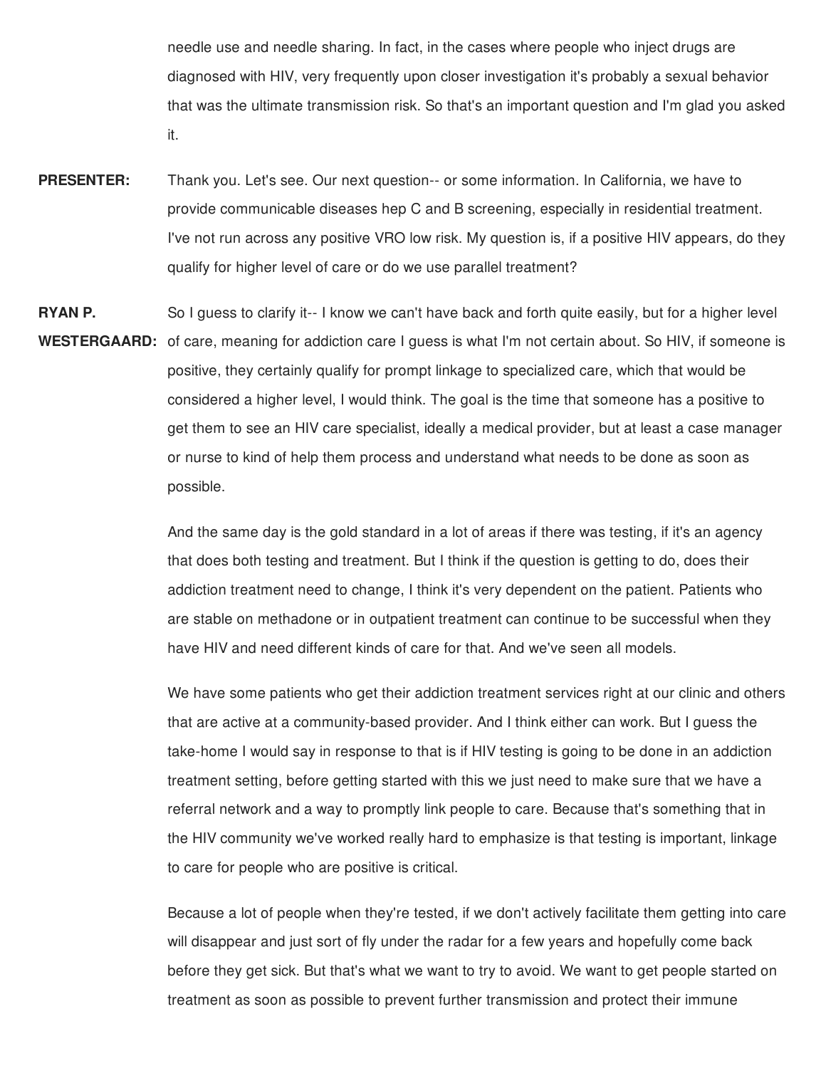needle use and needle sharing. In fact, in the cases where people who inject drugs are diagnosed with HIV, very frequently upon closer investigation it's probably a sexual behavior that was the ultimate transmission risk. So that's an important question and I'm glad you asked it.

**PRESENTER:** Thank you. Let's see. Our next question-- or some information. In California, we have to provide communicable diseases hep C and B screening, especially in residential treatment. I've not run across any positive VRO low risk. My question is, if a positive HIV appears, do they qualify for higher level of care or do we use parallel treatment?

**RYAN P. WESTERGAARD:** So I guess to clarify it-- I know we can't have back and forth quite easily, but for a higher level of care, meaning for addiction care I guess is what I'm not certain about. So HIV, if someone is positive, they certainly qualify for prompt linkage to specialized care, which that would be considered a higher level, I would think. The goal is the time that someone has a positive to get them to see an HIV care specialist, ideally a medical provider, but at least a case manager or nurse to kind of help them process and understand what needs to be done as soon as possible.

And the same day is the gold standard in a lot of areas if there was testing, if it's an agency that does both testing and treatment. But I think if the question is getting to do, does their addiction treatment need to change, I think it's very dependent on the patient. Patients who are stable on methadone or in outpatient treatment can continue to be successful when they have HIV and need different kinds of care for that. And we've seen all models.

We have some patients who get their addiction treatment services right at our clinic and others that are active at a community-based provider. And I think either can work. But I guess the take-home I would say in response to that is if HIV testing is going to be done in an addiction treatment setting, before getting started with this we just need to make sure that we have a referral network and a way to promptly link people to care. Because that's something that in the HIV community we've worked really hard to emphasize is that testing is important, linkage to care for people who are positive is critical.

Because a lot of people when they're tested, if we don't actively facilitate them getting into care will disappear and just sort of fly under the radar for a few years and hopefully come back before they get sick. But that's what we want to try to avoid. We want to get people started on treatment as soon as possible to prevent further transmission and protect their immune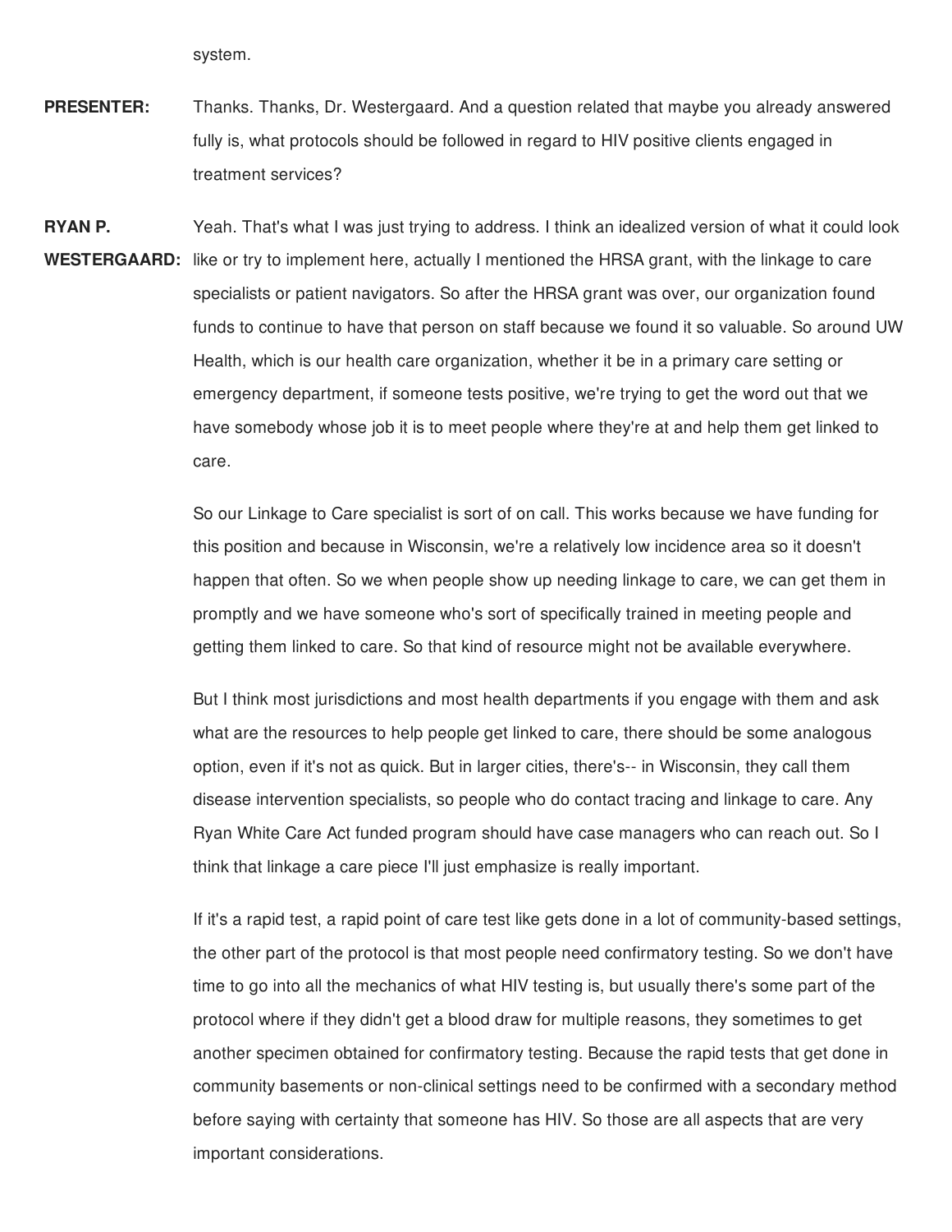system.

**PRESENTER:** Thanks. Thanks, Dr. Westergaard. And a question related that maybe you already answered fully is, what protocols should be followed in regard to HIV positive clients engaged in treatment services?

**RYAN P. WESTERGAARD:** Yeah. That's what I was just trying to address. I think an idealized version of what it could look like or try to implement here, actually I mentioned the HRSA grant, with the linkage to care specialists or patient navigators. So after the HRSA grant was over, our organization found funds to continue to have that person on staff because we found it so valuable. So around UW Health, which is our health care organization, whether it be in a primary care setting or emergency department, if someone tests positive, we're trying to get the word out that we have somebody whose job it is to meet people where they're at and help them get linked to care.

So our Linkage to Care specialist is sort of on call. This works because we have funding for this position and because in Wisconsin, we're a relatively low incidence area so it doesn't happen that often. So we when people show up needing linkage to care, we can get them in promptly and we have someone who's sort of specifically trained in meeting people and getting them linked to care. So that kind of resource might not be available everywhere.

But I think most jurisdictions and most health departments if you engage with them and ask what are the resources to help people get linked to care, there should be some analogous option, even if it's not as quick. But in larger cities, there's-- in Wisconsin, they call them disease intervention specialists, so people who do contact tracing and linkage to care. Any Ryan White Care Act funded program should have case managers who can reach out. So I think that linkage a care piece I'll just emphasize is really important.

If it's a rapid test, a rapid point of care test like gets done in a lot of community-based settings, the other part of the protocol is that most people need confirmatory testing. So we don't have time to go into all the mechanics of what HIV testing is, but usually there's some part of the protocol where if they didn't get a blood draw for multiple reasons, they sometimes to get another specimen obtained for confirmatory testing. Because the rapid tests that get done in community basements or non-clinical settings need to be confirmed with a secondary method before saying with certainty that someone has HIV. So those are all aspects that are very important considerations.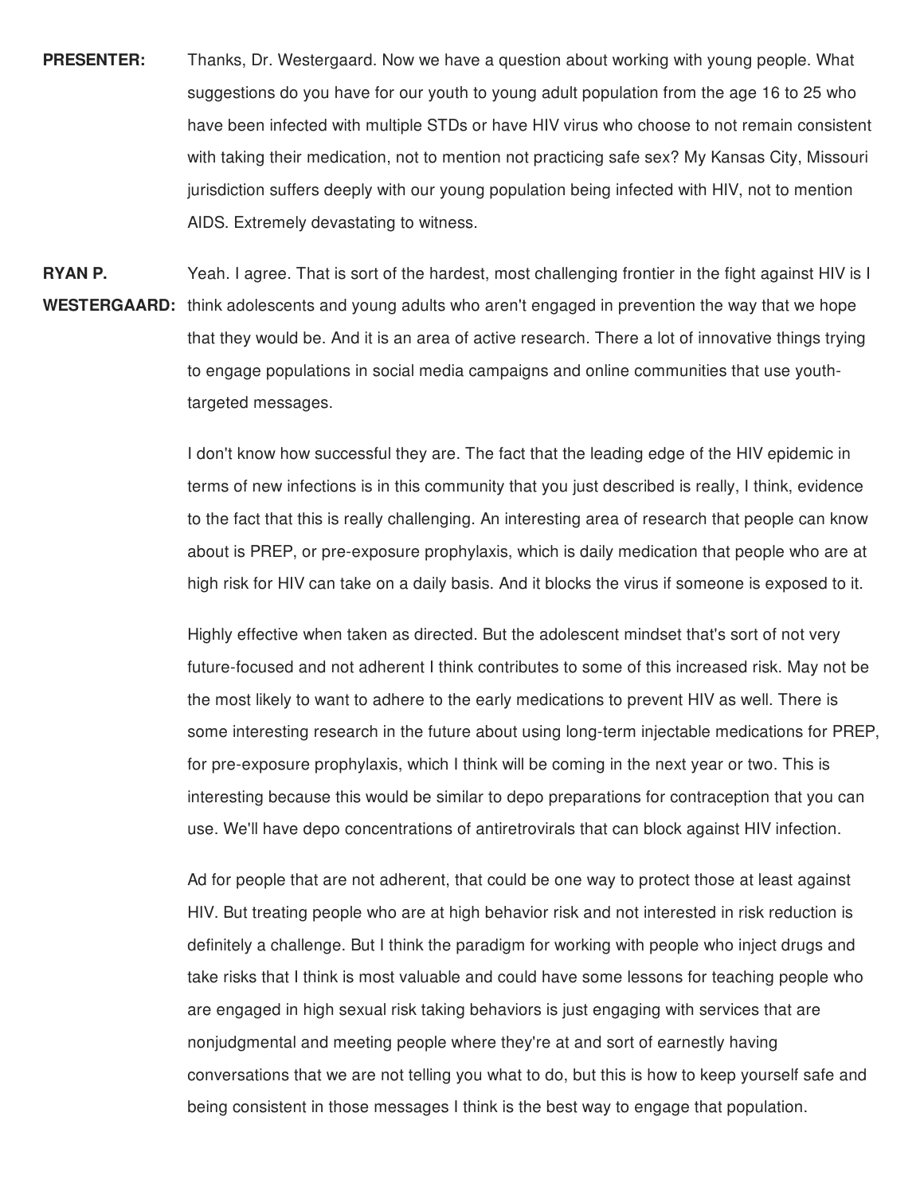**PRESENTER:** Thanks, Dr. Westergaard. Now we have a question about working with young people. What suggestions do you have for our youth to young adult population from the age 16 to 25 who have been infected with multiple STDs or have HIV virus who choose to not remain consistent with taking their medication, not to mention not practicing safe sex? My Kansas City, Missouri jurisdiction suffers deeply with our young population being infected with HIV, not to mention AIDS. Extremely devastating to witness.

**RYAN P. WESTERGAARD:** Yeah. I agree. That is sort of the hardest, most challenging frontier in the fight against HIV is I think adolescents and young adults who aren't engaged in prevention the way that we hope that they would be. And it is an area of active research. There a lot of innovative things trying to engage populations in social media campaigns and online communities that use youth-targeted messages.

I don't know how successful they are. The fact that the leading edge of the HIV epidemic in terms of new infections is in this community that you just described is really, I think, evidence to the fact that this is really challenging. An interesting area of research that people can know about is PREP, or pre-exposure prophylaxis, which is daily medication that people who are at high risk for HIV can take on a daily basis. And it blocks the virus if someone is exposed to it.

Highly effective when taken as directed. But the adolescent mindset that's sort of not very future-focused and not adherent I think contributes to some of this increased risk. May not be the most likely to want to adhere to the early medications to prevent HIV as well. There is some interesting research in the future about using long-term injectable medications for PREP, for pre-exposure prophylaxis, which I think will be coming in the next year or two. This is interesting because this would be similar to depo preparations for contraception that you can use. We'll have depo concentrations of antiretrovirals that can block against HIV infection.

Ad for people that are not adherent, that could be one way to protect those at least against HIV. But treating people who are at high behavior risk and not interested in risk reduction is definitely a challenge. But I think the paradigm for working with people who inject drugs and take risks that I think is most valuable and could have some lessons for teaching people who are engaged in high sexual risk taking behaviors is just engaging with services that are nonjudgmental and meeting people where they're at and sort of earnestly having conversations that we are not telling you what to do, but this is how to keep yourself safe and being consistent in those messages I think is the best way to engage that population.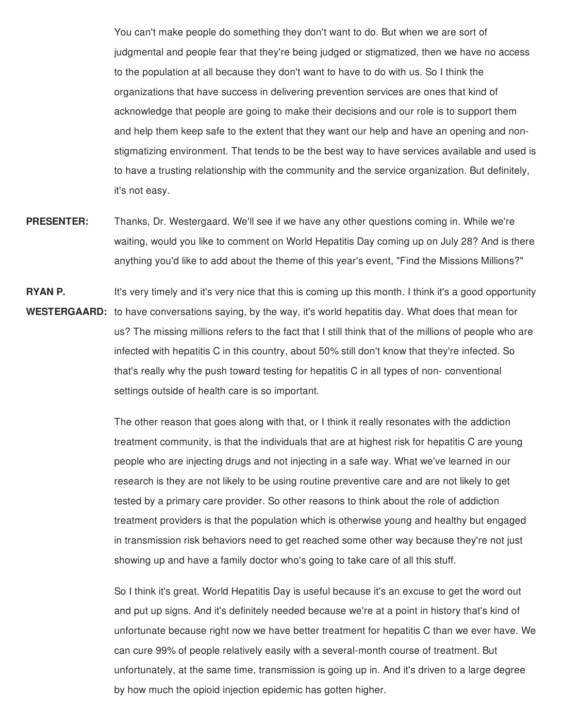You can't make people do something they don't want to do. But when we are sort of judgmental and people fear that they're being judged or stigmatized, then we have no access to the population at all because they don't want to have to do with us. So I think the organizations that have success in delivering prevention services are ones that kind of acknowledge that people are going to make their decisions and our role is to support them and help them keep safe to the extent that they want our help and have an opening and non-stigmatizing environment. That tends to be the best way to have services available and used is to have a trusting relationship with the community and the service organization. But definitely, it's not easy.

**PRESENTER:** Thanks, Dr. Westergaard. We'll see if we have any other questions coming in. While we're waiting, would you like to comment on World Hepatitis Day coming up on July 28? And is there anything you'd like to add about the theme of this year's event, "Find the Missions Millions?"

**RYAN P. WESTERGAARD:** It's very timely and it's very nice that this is coming up this month. I think it's a good opportunity to have conversations saying, by the way, it's world hepatitis day. What does that mean for us? The missing millions refers to the fact that I still think that of the millions of people who are infected with hepatitis C in this country, about 50% still don't know that they're infected. So that's really why the push toward testing for hepatitis C in all types of non- conventional settings outside of health care is so important.

The other reason that goes along with that, or I think it really resonates with the addiction treatment community, is that the individuals that are at highest risk for hepatitis C are young people who are injecting drugs and not injecting in a safe way. What we've learned in our research is they are not likely to be using routine preventive care and are not likely to get tested by a primary care provider. So other reasons to think about the role of addiction treatment providers is that the population which is otherwise young and healthy but engaged in transmission risk behaviors need to get reached some other way because they're not just showing up and have a family doctor who's going to take care of all this stuff.

So I think it's great. World Hepatitis Day is useful because it's an excuse to get the word out and put up signs. And it's definitely needed because we're at a point in history that's kind of unfortunate because right now we have better treatment for hepatitis C than we ever have. We can cure 99% of people relatively easily with a several-month course of treatment. But unfortunately, at the same time, transmission is going up in. And it's driven to a large degree by how much the opioid injection epidemic has gotten higher.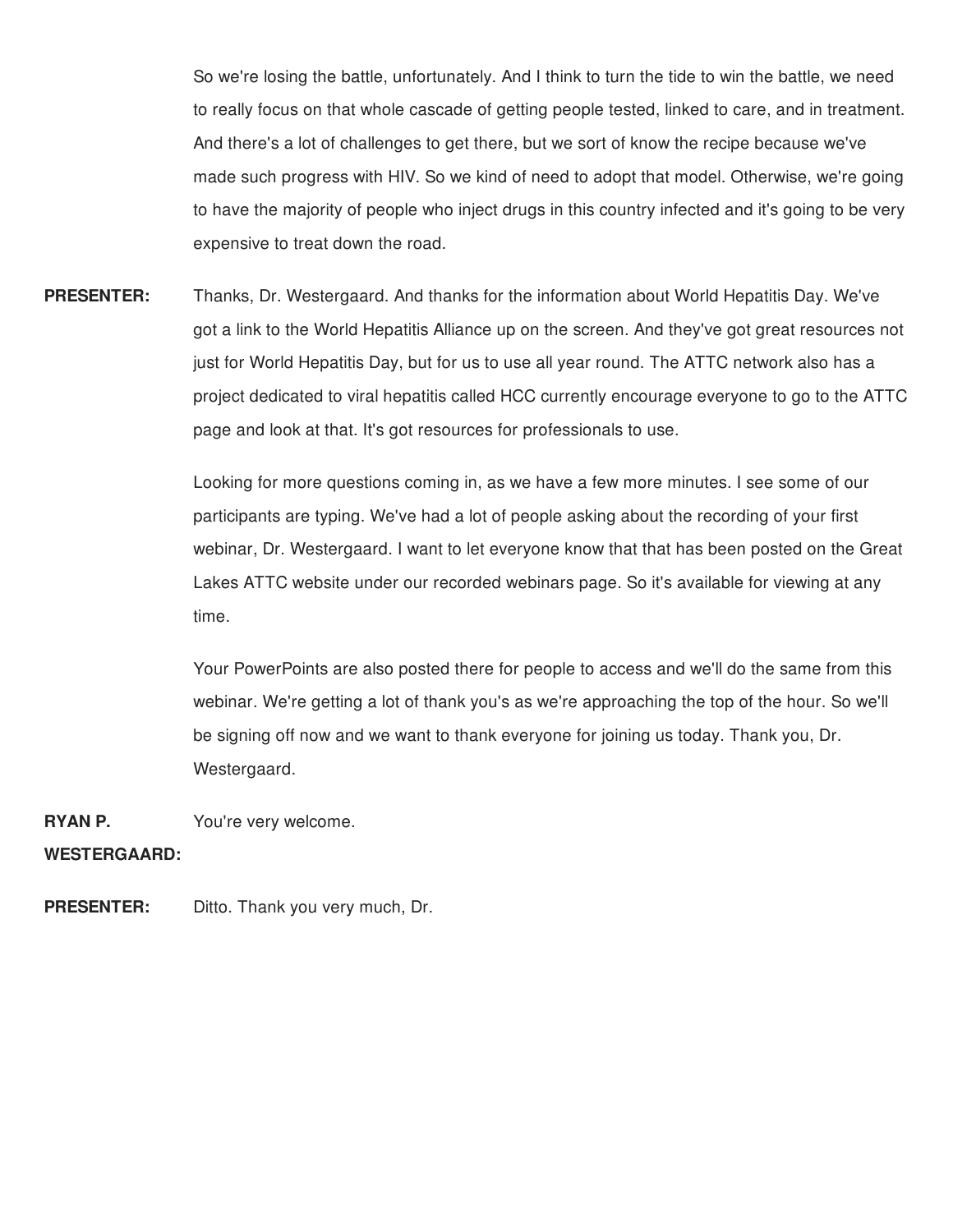So we're losing the battle, unfortunately. And I think to turn the tide to win the battle, we need to really focus on that whole cascade of getting people tested, linked to care, and in treatment. And there's a lot of challenges to get there, but we sort of know the recipe because we've made such progress with HIV. So we kind of need to adopt that model. Otherwise, we're going to have the majority of people who inject drugs in this country infected and it's going to be very expensive to treat down the road.

**PRESENTER:** Thanks, Dr. Westergaard. And thanks for the information about World Hepatitis Day. We've got a link to the World Hepatitis Alliance up on the screen. And they've got great resources not just for World Hepatitis Day, but for us to use all year round. The ATTC network also has a project dedicated to viral hepatitis called HCC currently encourage everyone to go to the ATTC page and look at that. It's got resources for professionals to use.

Looking for more questions coming in, as we have a few more minutes. I see some of our participants are typing. We've had a lot of people asking about the recording of your first webinar, Dr. Westergaard. I want to let everyone know that that has been posted on the Great Lakes ATTC website under our recorded webinars page. So it's available for viewing at any time.

Your PowerPoints are also posted there for people to access and we'll do the same from this webinar. We're getting a lot of thank you's as we're approaching the top of the hour. So we'll be signing off now and we want to thank everyone for joining us today. Thank you, Dr. Westergaard.

**RYAN P. WESTERGAARD:** You're very welcome.

**PRESENTER:** Ditto. Thank you very much, Dr.